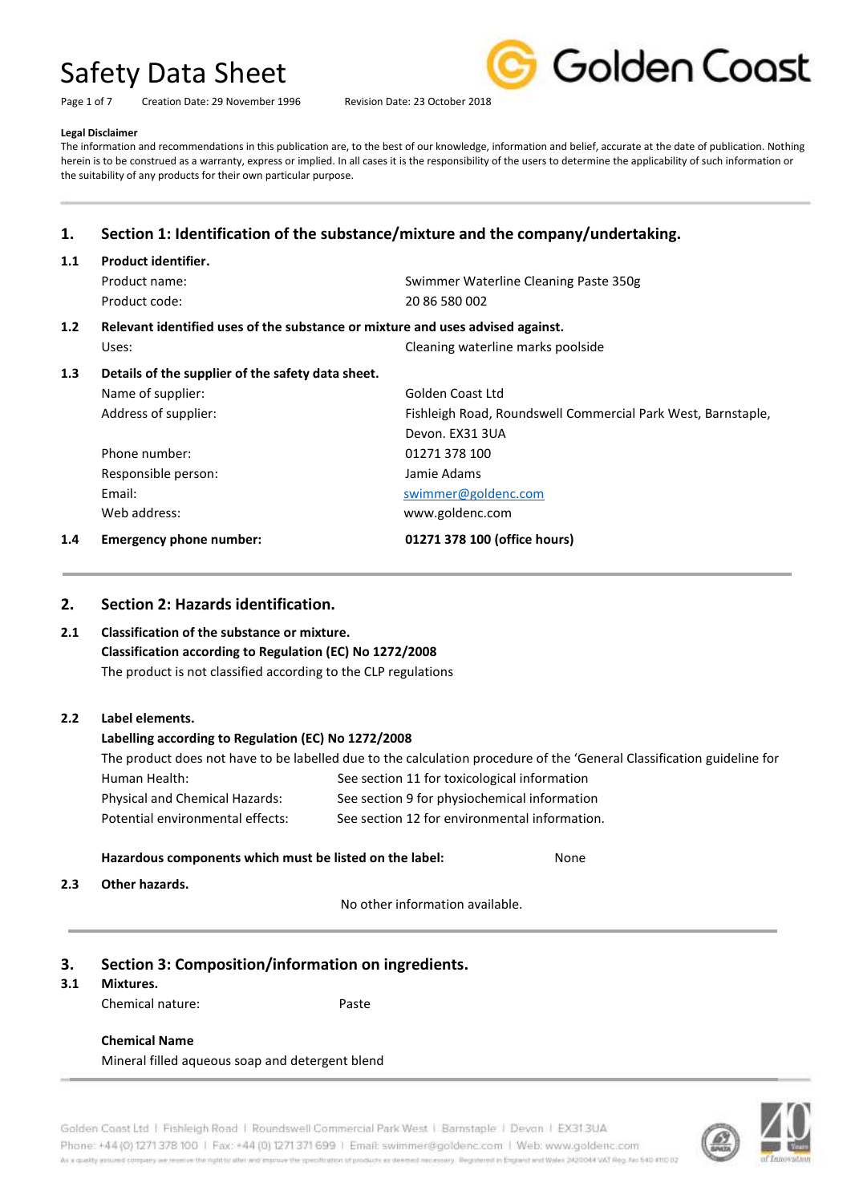# Safety Data Sheet

Creation Date: 29 November 1996 Revision Date: 23 October 2018

**Legal Disclaimer**

The information and recommendations in this publication are, to the best of our knowledge, information and belief, accurate at the date of publication. Nothing herein is to be construed as a warranty, express or implied. In all cases it is the responsibility of the users to determine the applicability of such information or the suitability of any products for their own particular purpose.

## 1. Section 1: Identification of the substance/mixture and the company/undertaking.

### 1.1 Product identifier.

| | |
|---|---|
| Product name: | Swimmer Waterline Cleaning Paste 350g |
| Product code: | 20 86 580 002 |

### 1.2 Relevant identified uses of the substance or mixture and uses advised against.

| | |
|---|---|
| Uses: | Cleaning waterline marks poolside |

### 1.3 Details of the supplier of the safety data sheet.

| | |
|---|---|
| Name of supplier: | Golden Coast Ltd |
| Address of supplier: | Fishleigh Road, Roundswell Commercial Park West, Barnstaple, Devon. EX31 3UA |
| Phone number: | 01271 378 100 |
| Responsible person: | Jamie Adams |
| Email: | swimmer@goldenc.com |
| Web address: | www.goldenc.com |

### 1.4 Emergency phone number: **01271 378 100 (office hours)**

## 2. Section 2: Hazards identification.

### 2.1 Classification of the substance or mixture.

**Classification according to Regulation (EC) No 1272/2008**

The product is not classified according to the CLP regulations

### 2.2 Label elements.

**Labelling according to Regulation (EC) No 1272/2008**

The product does not have to be labelled due to the calculation procedure of the 'General Classification guideline for

| | |
|---|---|
| Human Health: | See section 11 for toxicological information |
| Physical and Chemical Hazards: | See section 9 for physiochemical information |
| Potential environmental effects: | See section 12 for environmental information. |

**Hazardous components which must be listed on the label:** None

### 2.3 Other hazards.

No other information available.

## 3. Section 3: Composition/information on ingredients.

### 3.1 Mixtures.

Chemical nature: Paste

**Chemical Name**

Mineral filled aqueous soap and detergent blend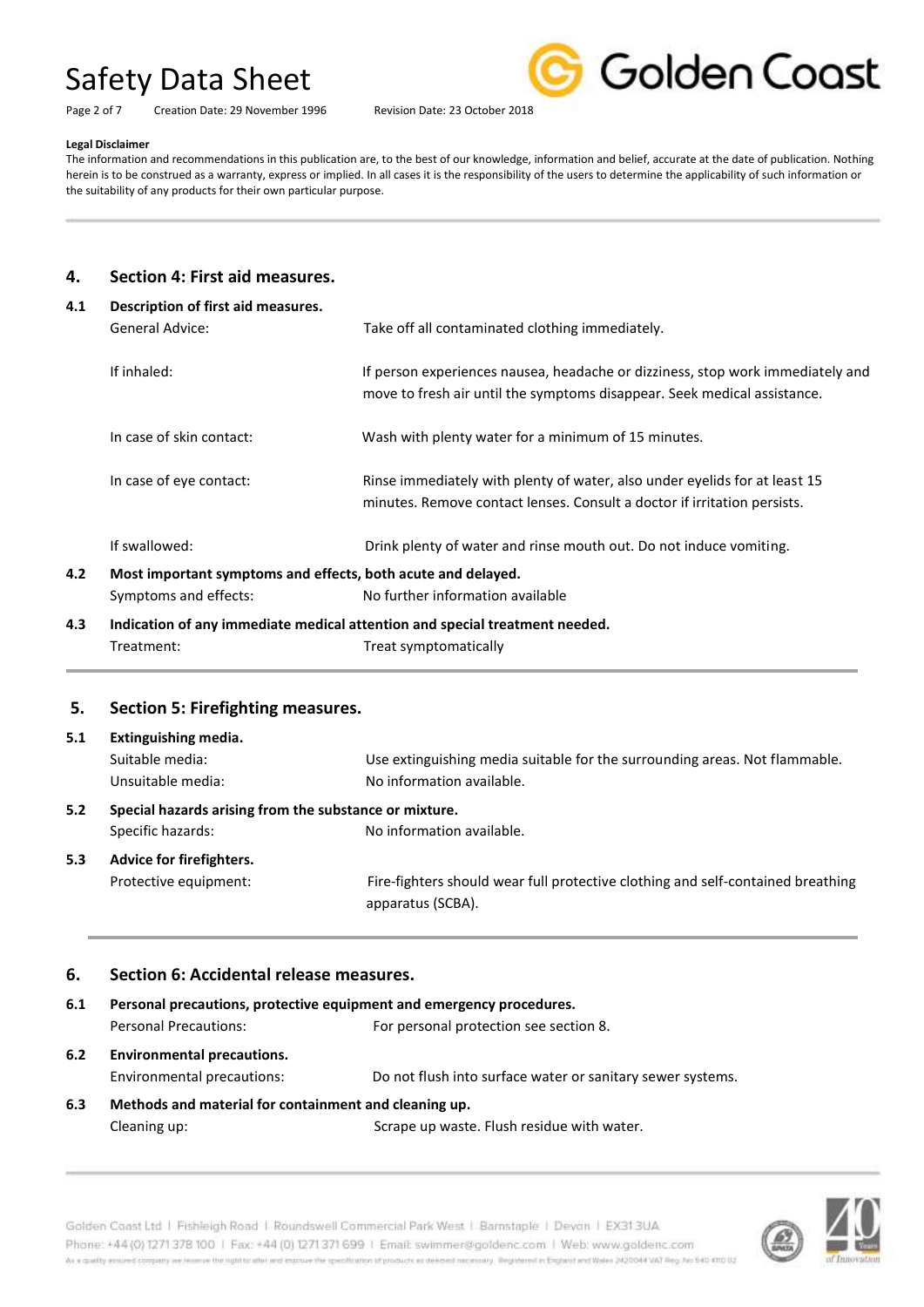**Legal Disclaimer**

The information and recommendations in this publication are, to the best of our knowledge, information and belief, accurate at the date of publication. Nothing herein is to be construed as a warranty, express or implied. In all cases it is the responsibility of the users to determine the applicability of such information or the suitability of any products for their own particular purpose.

## 4. Section 4: First aid measures.

### 4.1 Description of first aid measures.

| | |
|---|---|
| General Advice: | Take off all contaminated clothing immediately. |
| If inhaled: | If person experiences nausea, headache or dizziness, stop work immediately and move to fresh air until the symptoms disappear. Seek medical assistance. |
| In case of skin contact: | Wash with plenty water for a minimum of 15 minutes. |
| In case of eye contact: | Rinse immediately with plenty of water, also under eyelids for at least 15 minutes. Remove contact lenses. Consult a doctor if irritation persists. |
| If swallowed: | Drink plenty of water and rinse mouth out. Do not induce vomiting. |

### 4.2 Most important symptoms and effects, both acute and delayed.

| | |
|---|---|
| Symptoms and effects: | No further information available |

### 4.3 Indication of any immediate medical attention and special treatment needed.

| | |
|---|---|
| Treatment: | Treat symptomatically |

## 5. Section 5: Firefighting measures.

### 5.1 Extinguishing media.

| | |
|---|---|
| Suitable media: | Use extinguishing media suitable for the surrounding areas. Not flammable. |
| Unsuitable media: | No information available. |

### 5.2 Special hazards arising from the substance or mixture.

| | |
|---|---|
| Specific hazards: | No information available. |

### 5.3 Advice for firefighters.

| | |
|---|---|
| Protective equipment: | Fire-fighters should wear full protective clothing and self-contained breathing apparatus (SCBA). |

## 6. Section 6: Accidental release measures.

### 6.1 Personal precautions, protective equipment and emergency procedures.

| | |
|---|---|
| Personal Precautions: | For personal protection see section 8. |

### 6.2 Environmental precautions.

| | |
|---|---|
| Environmental precautions: | Do not flush into surface water or sanitary sewer systems. |

### 6.3 Methods and material for containment and cleaning up.

| | |
|---|---|
| Cleaning up: | Scrape up waste. Flush residue with water. |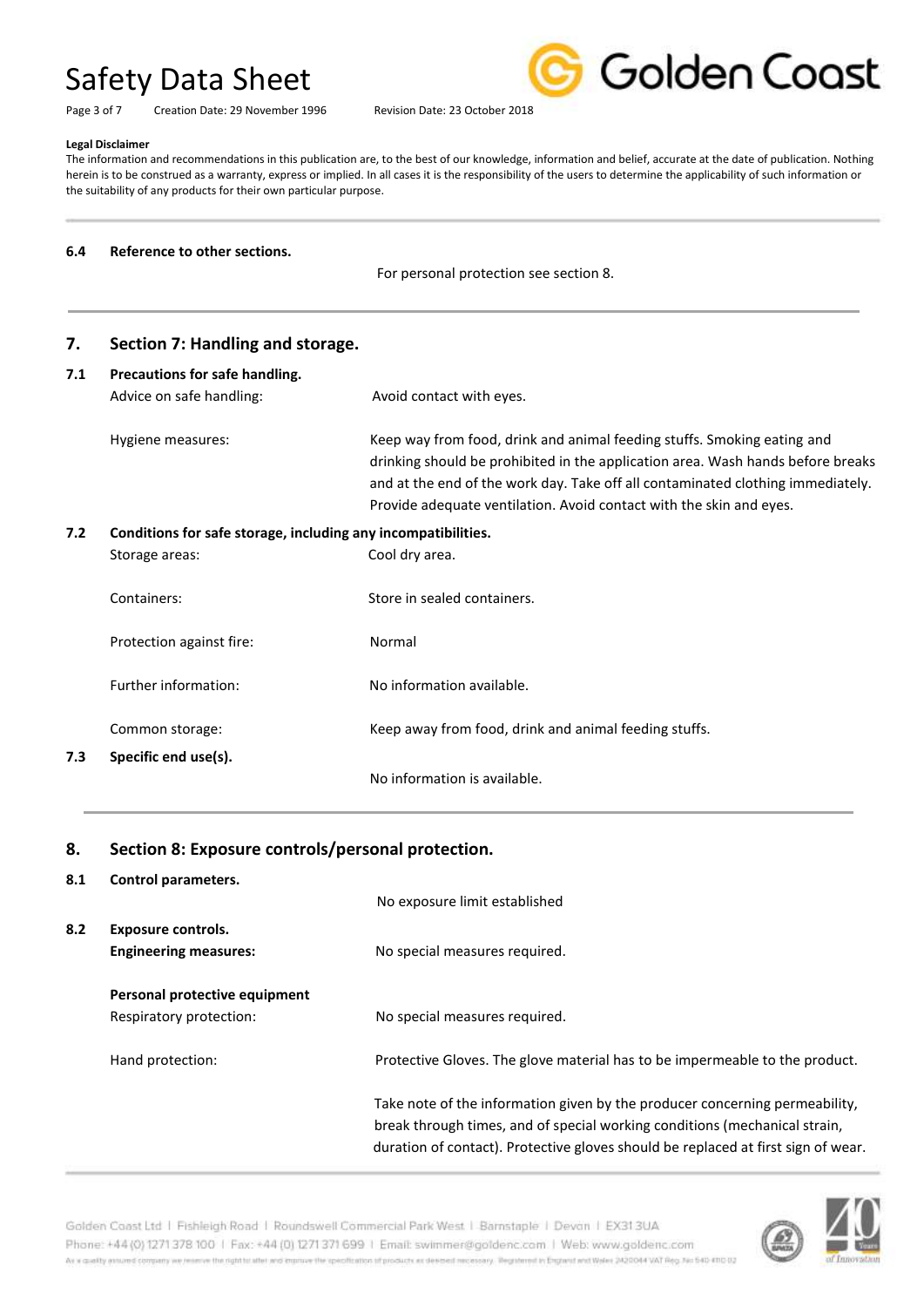**Legal Disclaimer**

The information and recommendations in this publication are, to the best of our knowledge, information and belief, accurate at the date of publication. Nothing herein is to be construed as a warranty, express or implied. In all cases it is the responsibility of the users to determine the applicability of such information or the suitability of any products for their own particular purpose.

**6.4 Reference to other sections.**

For personal protection see section 8.

## 7. Section 7: Handling and storage.

### 7.1 Precautions for safe handling.

| | |
|---|---|
| Advice on safe handling: | Avoid contact with eyes. |
| Hygiene measures: | Keep way from food, drink and animal feeding stuffs. Smoking eating and drinking should be prohibited in the application area. Wash hands before breaks and at the end of the work day. Take off all contaminated clothing immediately. Provide adequate ventilation. Avoid contact with the skin and eyes. |

### 7.2 Conditions for safe storage, including any incompatibilities.

| | |
|---|---|
| Storage areas: | Cool dry area. |
| Containers: | Store in sealed containers. |
| Protection against fire: | Normal |
| Further information: | No information available. |
| Common storage: | Keep away from food, drink and animal feeding stuffs. |

### 7.3 Specific end use(s).

No information is available.

## 8. Section 8: Exposure controls/personal protection.

### 8.1 Control parameters.

No exposure limit established

### 8.2 Exposure controls.

| | |
|---|---|
| **Engineering measures:** | No special measures required. |
| **Personal protective equipment** | |
| Respiratory protection: | No special measures required. |
| Hand protection: | Protective Gloves. The glove material has to be impermeable to the product. |
| | Take note of the information given by the producer concerning permeability, break through times, and of special working conditions (mechanical strain, duration of contact). Protective gloves should be replaced at first sign of wear. |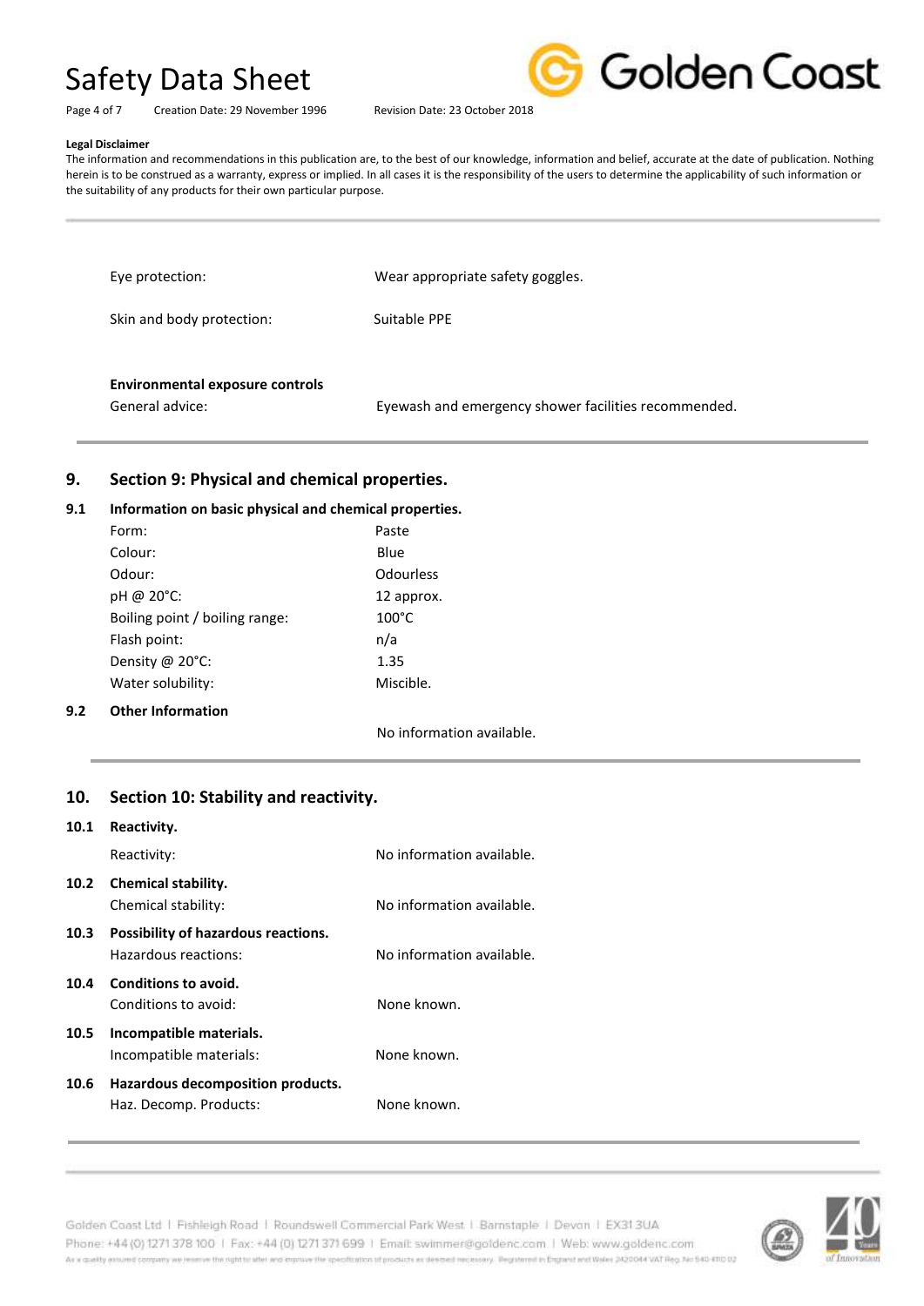**Legal Disclaimer**

The information and recommendations in this publication are, to the best of our knowledge, information and belief, accurate at the date of publication. Nothing herein is to be construed as a warranty, express or implied. In all cases it is the responsibility of the users to determine the applicability of such information or the suitability of any products for their own particular purpose.

| | |
|---|---|
| Eye protection: | Wear appropriate safety goggles. |
| Skin and body protection: | Suitable PPE |

**Environmental exposure controls**

| | |
|---|---|
| General advice: | Eyewash and emergency shower facilities recommended. |

## 9. Section 9: Physical and chemical properties.

### 9.1 Information on basic physical and chemical properties.

| | |
|---|---|
| Form: | Paste |
| Colour: | Blue |
| Odour: | Odourless |
| pH @ 20°C: | 12 approx. |
| Boiling point / boiling range: | 100°C |
| Flash point: | n/a |
| Density @ 20°C: | 1.35 |
| Water solubility: | Miscible. |

### 9.2 Other Information

No information available.

## 10. Section 10: Stability and reactivity.

### 10.1 Reactivity.

| | |
|---|---|
| Reactivity: | No information available. |

### 10.2 Chemical stability.

| | |
|---|---|
| Chemical stability: | No information available. |

### 10.3 Possibility of hazardous reactions.

| | |
|---|---|
| Hazardous reactions: | No information available. |

### 10.4 Conditions to avoid.

| | |
|---|---|
| Conditions to avoid: | None known. |

### 10.5 Incompatible materials.

| | |
|---|---|
| Incompatible materials: | None known. |

### 10.6 Hazardous decomposition products.

| | |
|---|---|
| Haz. Decomp. Products: | None known. |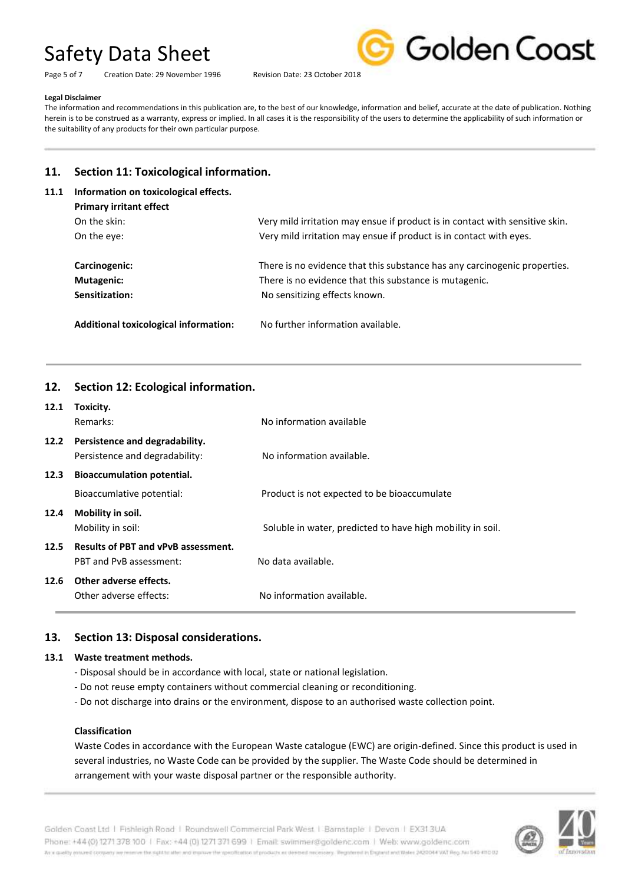**Legal Disclaimer**

The information and recommendations in this publication are, to the best of our knowledge, information and belief, accurate at the date of publication. Nothing herein is to be construed as a warranty, express or implied. In all cases it is the responsibility of the users to determine the applicability of such information or the suitability of any products for their own particular purpose.

## 11. Section 11: Toxicological information.

### 11.1 Information on toxicological effects.

**Primary irritant effect**

| | |
|---|---|
| On the skin: | Very mild irritation may ensue if product is in contact with sensitive skin. |
| On the eye: | Very mild irritation may ensue if product is in contact with eyes. |
| **Carcinogenic:** | There is no evidence that this substance has any carcinogenic properties. |
| **Mutagenic:** | There is no evidence that this substance is mutagenic. |
| **Sensitization:** | No sensitizing effects known. |
| **Additional toxicological information:** | No further information available. |

## 12. Section 12: Ecological information.

### 12.1 Toxicity.

Remarks: No information available

### 12.2 Persistence and degradability.

Persistence and degradability: No information available.

### 12.3 Bioaccumulation potential.

Bioaccumlative potential: Product is not expected to be bioaccumulate

### 12.4 Mobility in soil.

Mobility in soil: Soluble in water, predicted to have high mobility in soil.

### 12.5 Results of PBT and vPvB assessment.

PBT and PvB assessment: No data available.

### 12.6 Other adverse effects.

Other adverse effects: No information available.

## 13. Section 13: Disposal considerations.

### 13.1 Waste treatment methods.

- Disposal should be in accordance with local, state or national legislation.
- Do not reuse empty containers without commercial cleaning or reconditioning.
- Do not discharge into drains or the environment, dispose to an authorised waste collection point.

**Classification**

Waste Codes in accordance with the European Waste catalogue (EWC) are origin-defined. Since this product is used in several industries, no Waste Code can be provided by the supplier. The Waste Code should be determined in arrangement with your waste disposal partner or the responsible authority.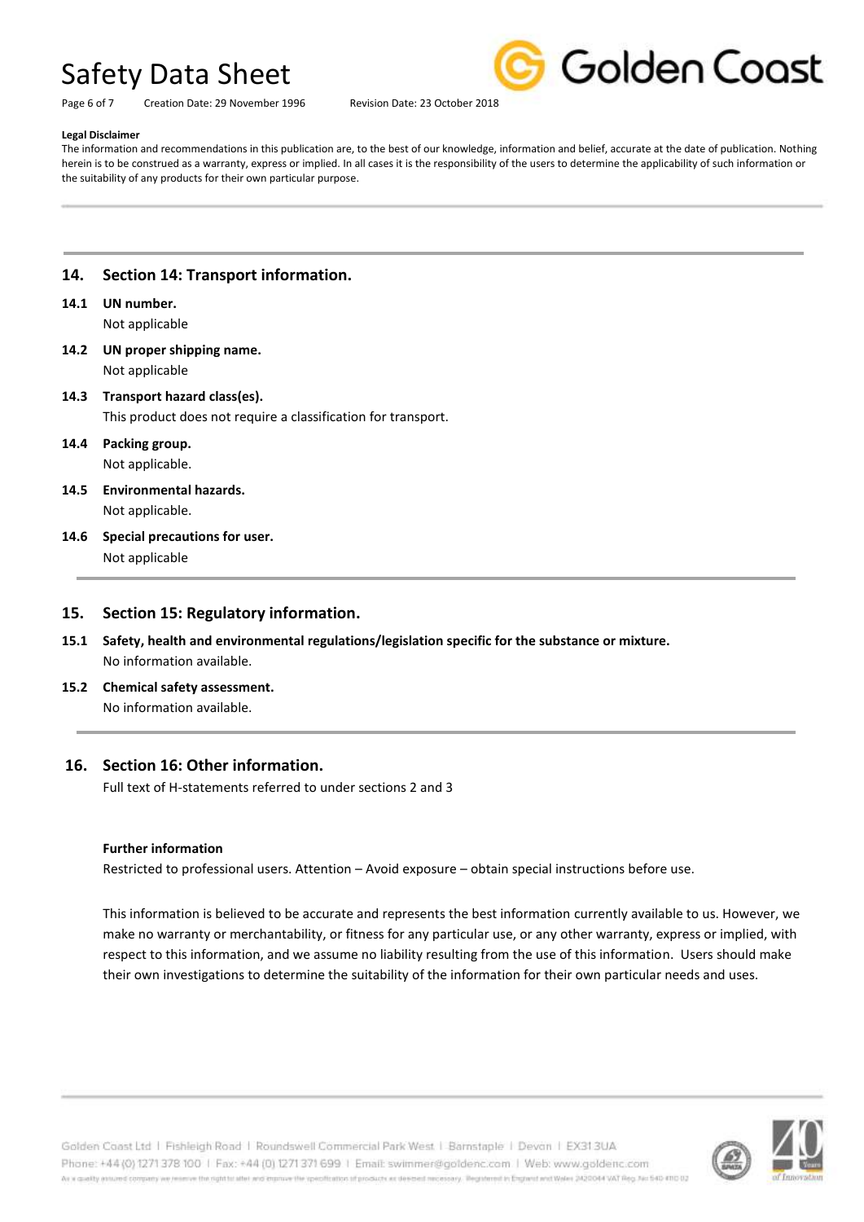**Legal Disclaimer**

The information and recommendations in this publication are, to the best of our knowledge, information and belief, accurate at the date of publication. Nothing herein is to be construed as a warranty, express or implied. In all cases it is the responsibility of the users to determine the applicability of such information or the suitability of any products for their own particular purpose.

## 14. Section 14: Transport information.

**14.1 UN number.**

Not applicable

**14.2 UN proper shipping name.**

Not applicable

**14.3 Transport hazard class(es).**

This product does not require a classification for transport.

**14.4 Packing group.**

Not applicable.

**14.5 Environmental hazards.**

Not applicable.

**14.6 Special precautions for user.**

Not applicable

## 15. Section 15: Regulatory information.

**15.1 Safety, health and environmental regulations/legislation specific for the substance or mixture.**

No information available.

**15.2 Chemical safety assessment.**

No information available.

## 16. Section 16: Other information.

Full text of H-statements referred to under sections 2 and 3

**Further information**

Restricted to professional users. Attention – Avoid exposure – obtain special instructions before use.

This information is believed to be accurate and represents the best information currently available to us. However, we make no warranty or merchantability, or fitness for any particular use, or any other warranty, express or implied, with respect to this information, and we assume no liability resulting from the use of this information. Users should make their own investigations to determine the suitability of the information for their own particular needs and uses.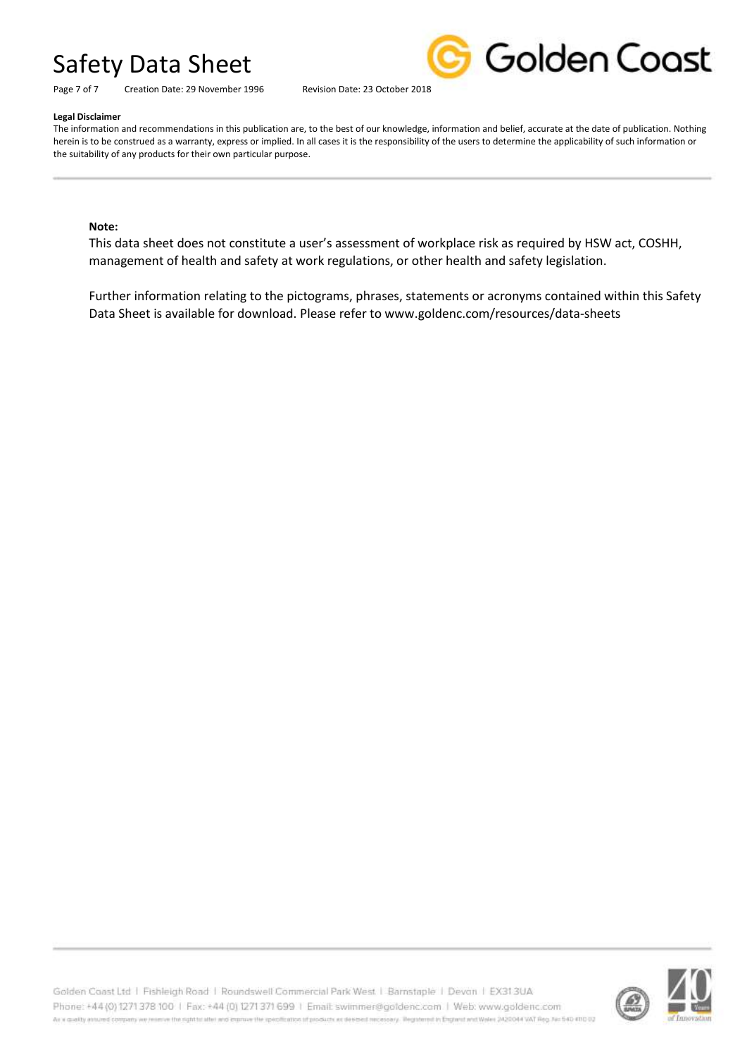**Legal Disclaimer**

The information and recommendations in this publication are, to the best of our knowledge, information and belief, accurate at the date of publication. Nothing herein is to be construed as a warranty, express or implied. In all cases it is the responsibility of the users to determine the applicability of such information or the suitability of any products for their own particular purpose.

**Note:**

This data sheet does not constitute a user's assessment of workplace risk as required by HSW act, COSHH, management of health and safety at work regulations, or other health and safety legislation.

Further information relating to the pictograms, phrases, statements or acronyms contained within this Safety Data Sheet is available for download. Please refer to www.goldenc.com/resources/data-sheets